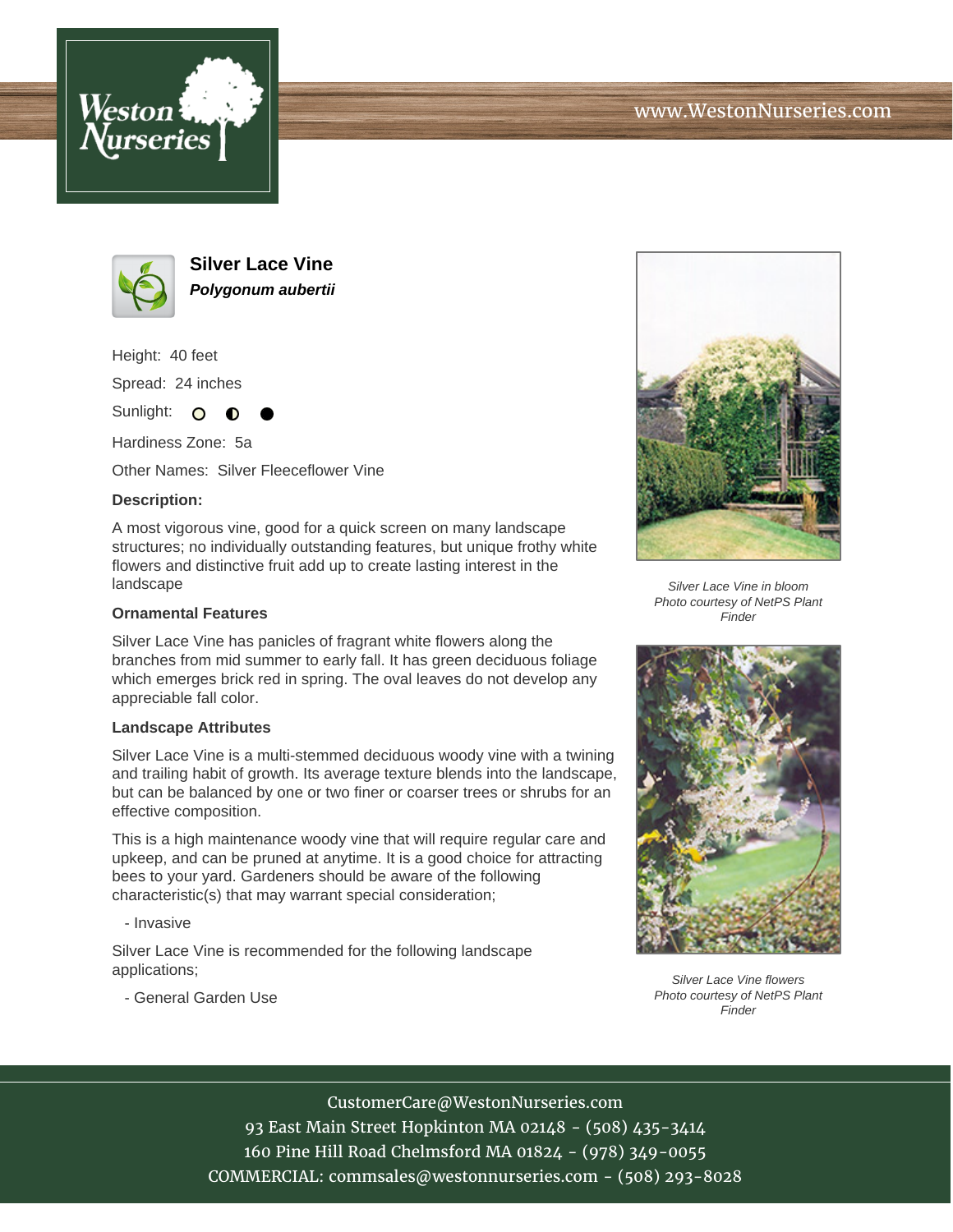# Silver Lace Vine

***Polygonum aubertii***

Height: 40 feet

Spread: 24 inches

Sunlight: ○ ◐ ●

Hardiness Zone: 5a

Other Names: Silver Fleeceflower Vine

**Description:**

A most vigorous vine, good for a quick screen on many landscape structures; no individually outstanding features, but unique frothy white flowers and distinctive fruit add up to create lasting interest in the landscape

**Ornamental Features**

Silver Lace Vine has panicles of fragrant white flowers along the branches from mid summer to early fall. It has green deciduous foliage which emerges brick red in spring. The oval leaves do not develop any appreciable fall color.

**Landscape Attributes**

Silver Lace Vine is a multi-stemmed deciduous woody vine with a twining and trailing habit of growth. Its average texture blends into the landscape, but can be balanced by one or two finer or coarser trees or shrubs for an effective composition.

This is a high maintenance woody vine that will require regular care and upkeep, and can be pruned at anytime. It is a good choice for attracting bees to your yard. Gardeners should be aware of the following characteristic(s) that may warrant special consideration;

- Invasive

Silver Lace Vine is recommended for the following landscape applications;

- General Garden Use

*Silver Lace Vine in bloom*
*Photo courtesy of NetPS Plant Finder*

*Silver Lace Vine flowers*
*Photo courtesy of NetPS Plant Finder*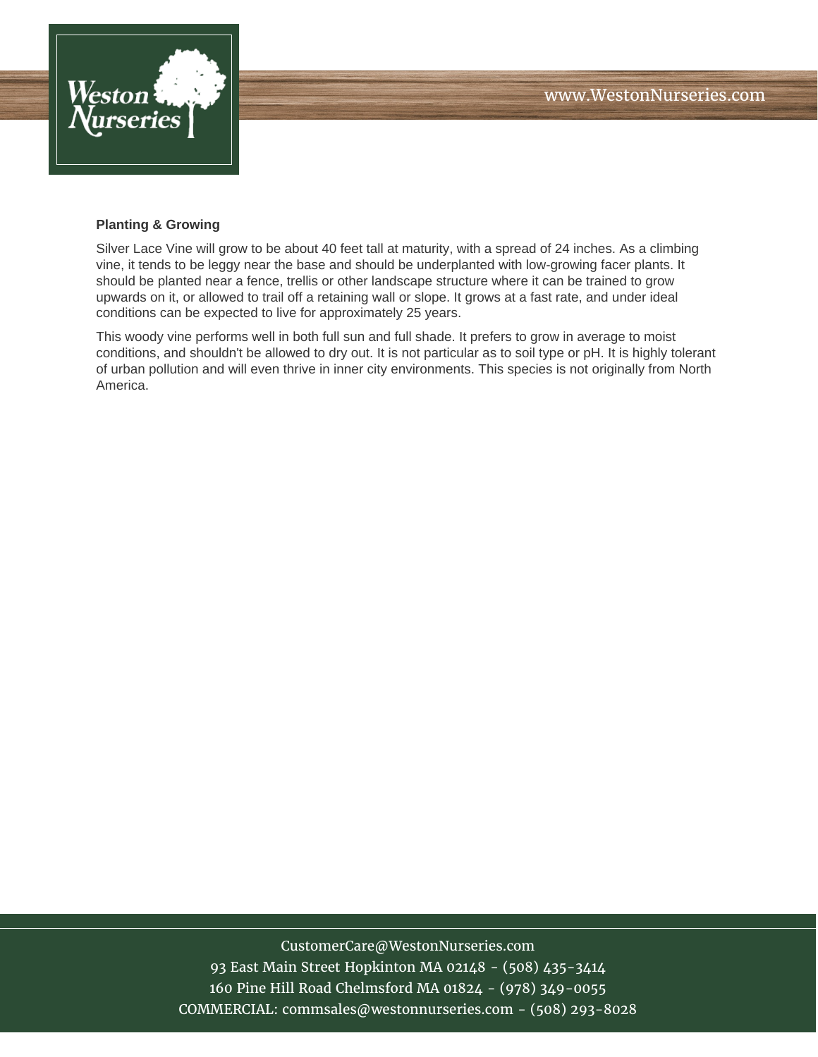**Planting & Growing**

Silver Lace Vine will grow to be about 40 feet tall at maturity, with a spread of 24 inches. As a climbing vine, it tends to be leggy near the base and should be underplanted with low-growing facer plants. It should be planted near a fence, trellis or other landscape structure where it can be trained to grow upwards on it, or allowed to trail off a retaining wall or slope. It grows at a fast rate, and under ideal conditions can be expected to live for approximately 25 years.

This woody vine performs well in both full sun and full shade. It prefers to grow in average to moist conditions, and shouldn't be allowed to dry out. It is not particular as to soil type or pH. It is highly tolerant of urban pollution and will even thrive in inner city environments. This species is not originally from North America.